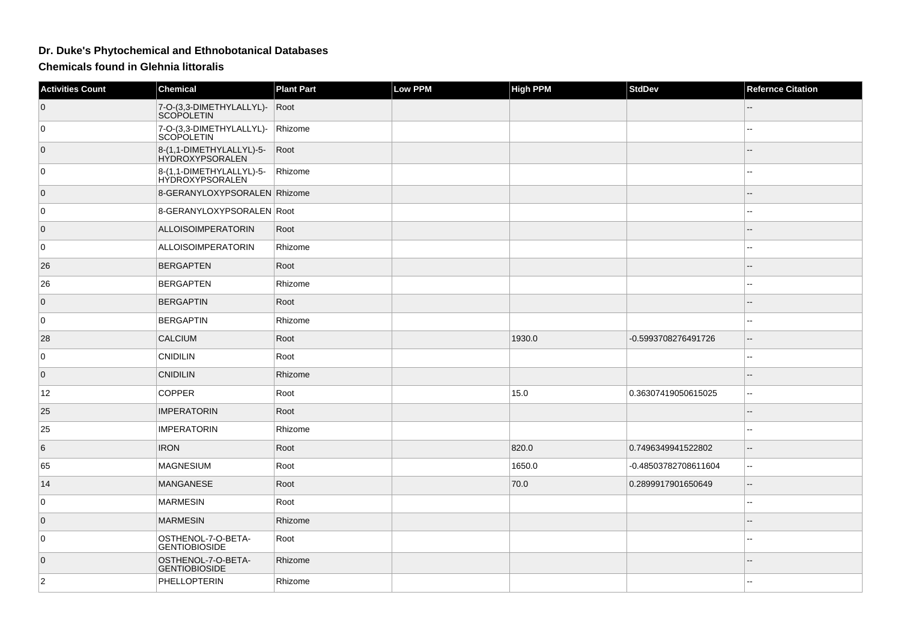## Dr. Duke's Phytochemical and Ethnobotanical Databases

### Chemicals found in Glehnia littoralis

| Activities Count | Chemical | Plant Part | Low PPM | High PPM | StdDev | Refernce Citation |
|---|---|---|---|---|---|---|
| 0 | 7-O-(3,3-DIMETHYLALLYL)-SCOPOLETIN | Root | | | | -- |
| 0 | 7-O-(3,3-DIMETHYLALLYL)-SCOPOLETIN | Rhizome | | | | -- |
| 0 | 8-(1,1-DIMETHYLALLYL)-5-HYDROXYPSORALEN | Root | | | | -- |
| 0 | 8-(1,1-DIMETHYLALLYL)-5-HYDROXYPSORALEN | Rhizome | | | | -- |
| 0 | 8-GERANYLOXYPSORALEN | Rhizome | | | | -- |
| 0 | 8-GERANYLOXYPSORALEN | Root | | | | -- |
| 0 | ALLOISOIMPERATORIN | Root | | | | -- |
| 0 | ALLOISOIMPERATORIN | Rhizome | | | | -- |
| 26 | BERGAPTEN | Root | | | | -- |
| 26 | BERGAPTEN | Rhizome | | | | -- |
| 0 | BERGAPTIN | Root | | | | -- |
| 0 | BERGAPTIN | Rhizome | | | | -- |
| 28 | CALCIUM | Root | | 1930.0 | -0.5993708276491726 | -- |
| 0 | CNIDILIN | Root | | | | -- |
| 0 | CNIDILIN | Rhizome | | | | -- |
| 12 | COPPER | Root | | 15.0 | 0.36307419050615025 | -- |
| 25 | IMPERATORIN | Root | | | | -- |
| 25 | IMPERATORIN | Rhizome | | | | -- |
| 6 | IRON | Root | | 820.0 | 0.7496349941522802 | -- |
| 65 | MAGNESIUM | Root | | 1650.0 | -0.48503782708611604 | -- |
| 14 | MANGANESE | Root | | 70.0 | 0.2899917901650649 | -- |
| 0 | MARMESIN | Root | | | | -- |
| 0 | MARMESIN | Rhizome | | | | -- |
| 0 | OSTHENOL-7-O-BETA-GENTIOBIOSIDE | Root | | | | -- |
| 0 | OSTHENOL-7-O-BETA-GENTIOBIOSIDE | Rhizome | | | | -- |
| 2 | PHELLOPTERIN | Rhizome | | | | -- |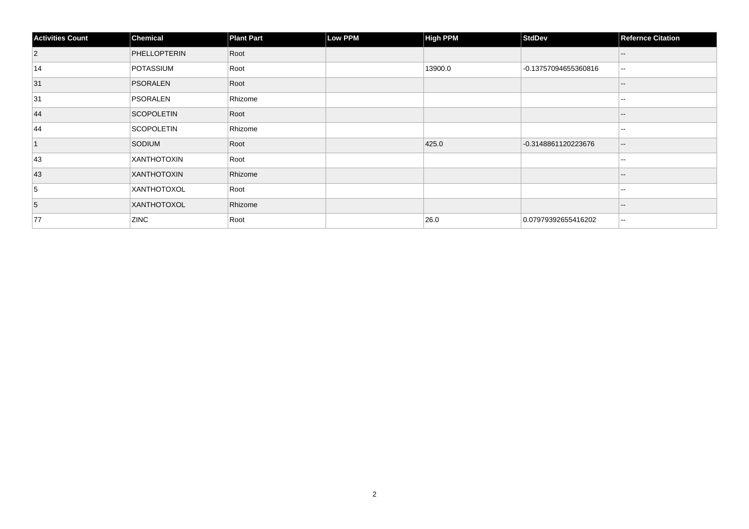| Activities Count | Chemical | Plant Part | Low PPM | High PPM | StdDev | Refernce Citation |
|---|---|---|---|---|---|---|
| 2 | PHELLOPTERIN | Root | | | | -- |
| 14 | POTASSIUM | Root | | 13900.0 | -0.13757094655360816 | -- |
| 31 | PSORALEN | Root | | | | -- |
| 31 | PSORALEN | Rhizome | | | | -- |
| 44 | SCOPOLETIN | Root | | | | -- |
| 44 | SCOPOLETIN | Rhizome | | | | -- |
| 1 | SODIUM | Root | | 425.0 | -0.3148861120223676 | -- |
| 43 | XANTHOTOXIN | Root | | | | -- |
| 43 | XANTHOTOXIN | Rhizome | | | | -- |
| 5 | XANTHOTOXOL | Root | | | | -- |
| 5 | XANTHOTOXOL | Rhizome | | | | -- |
| 77 | ZINC | Root | | 26.0 | 0.07979392655416202 | -- |